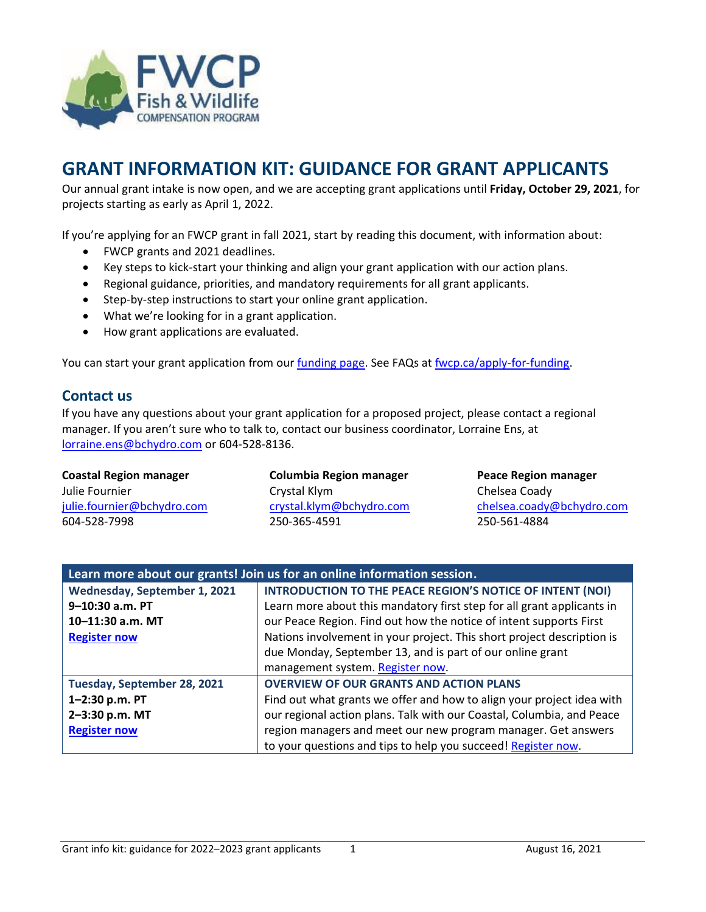# GRANT INFORMATION KIT: GUIDANCE FOR GRANT APPLICANTS

Our annual grant intake is now open, and we are accepting grant applications until **Friday, October 29, 2021**, for projects starting as early as April 1, 2022.

If you're applying for an FWCP grant in fall 2021, start by reading this document, with information about:

- FWCP grants and 2021 deadlines.
- Key steps to kick-start your thinking and align your grant application with our action plans.
- Regional guidance, priorities, and mandatory requirements for all grant applicants.
- Step-by-step instructions to start your online grant application.
- What we're looking for in a grant application.
- How grant applications are evaluated.

You can start your grant application from our funding page. See FAQs at fwcp.ca/apply-for-funding.

## Contact us

If you have any questions about your grant application for a proposed project, please contact a regional manager. If you aren't sure who to talk to, contact our business coordinator, Lorraine Ens, at lorraine.ens@bchydro.com or 604-528-8136.

**Coastal Region manager**
Julie Fournier
julie.fournier@bchydro.com
604-528-7998

**Columbia Region manager**
Crystal Klym
crystal.klym@bchydro.com
250-365-4591

**Peace Region manager**
Chelsea Coady
chelsea.coady@bchydro.com
250-561-4884

| Learn more about our grants! Join us for an online information session. | |
|---|---|
| **Wednesday, September 1, 2021**<br>**9–10:30 a.m. PT**<br>**10–11:30 a.m. MT**<br>**Register now** | **INTRODUCTION TO THE PEACE REGION'S NOTICE OF INTENT (NOI)**<br>Learn more about this mandatory first step for all grant applicants in our Peace Region. Find out how the notice of intent supports First Nations involvement in your project. This short project description is due Monday, September 13, and is part of our online grant management system. Register now. |
| **Tuesday, September 28, 2021**<br>**1–2:30 p.m. PT**<br>**2–3:30 p.m. MT**<br>**Register now** | **OVERVIEW OF OUR GRANTS AND ACTION PLANS**<br>Find out what grants we offer and how to align your project idea with our regional action plans. Talk with our Coastal, Columbia, and Peace region managers and meet our new program manager. Get answers to your questions and tips to help you succeed! Register now. |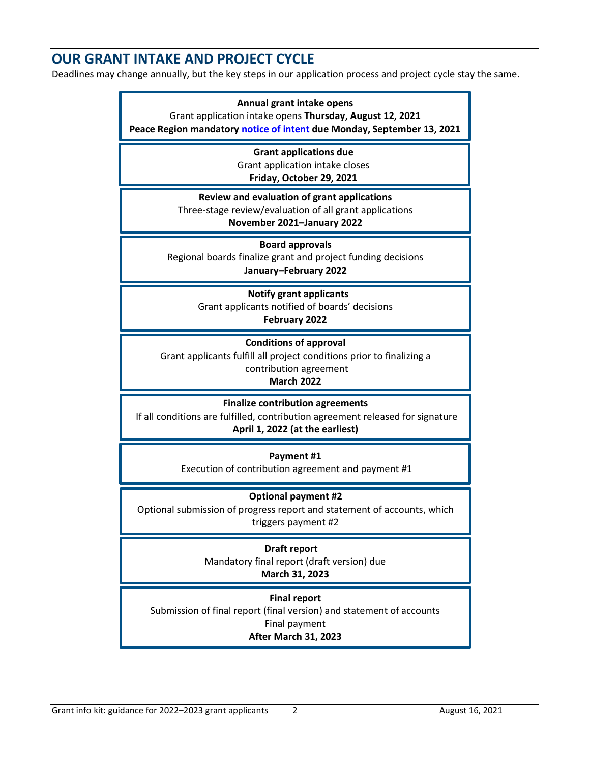## OUR GRANT INTAKE AND PROJECT CYCLE

Deadlines may change annually, but the key steps in our application process and project cycle stay the same.

**Annual grant intake opens**
Grant application intake opens **Thursday, August 12, 2021**
**Peace Region mandatory notice of intent due Monday, September 13, 2021**

**Grant applications due**
Grant application intake closes
**Friday, October 29, 2021**

**Review and evaluation of grant applications**
Three-stage review/evaluation of all grant applications
**November 2021–January 2022**

**Board approvals**
Regional boards finalize grant and project funding decisions
**January–February 2022**

**Notify grant applicants**
Grant applicants notified of boards' decisions
**February 2022**

**Conditions of approval**
Grant applicants fulfill all project conditions prior to finalizing a contribution agreement
**March 2022**

**Finalize contribution agreements**
If all conditions are fulfilled, contribution agreement released for signature
**April 1, 2022 (at the earliest)**

**Payment #1**
Execution of contribution agreement and payment #1

**Optional payment #2**
Optional submission of progress report and statement of accounts, which triggers payment #2

**Draft report**
Mandatory final report (draft version) due
**March 31, 2023**

**Final report**
Submission of final report (final version) and statement of accounts
Final payment
**After March 31, 2023**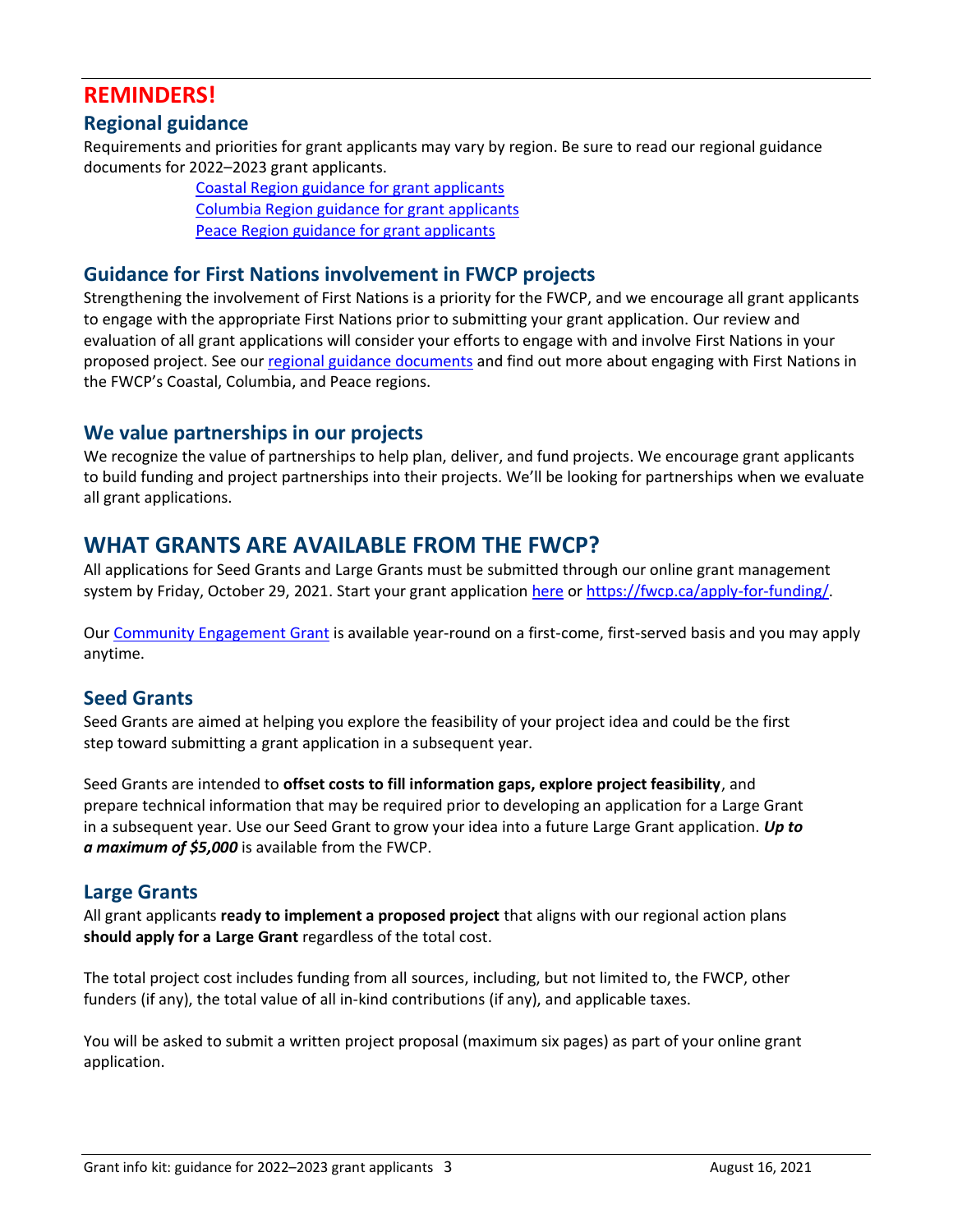# REMINDERS!

## Regional guidance

Requirements and priorities for grant applicants may vary by region. Be sure to read our regional guidance documents for 2022–2023 grant applicants.

- Coastal Region guidance for grant applicants
- Columbia Region guidance for grant applicants
- Peace Region guidance for grant applicants

## Guidance for First Nations involvement in FWCP projects

Strengthening the involvement of First Nations is a priority for the FWCP, and we encourage all grant applicants to engage with the appropriate First Nations prior to submitting your grant application. Our review and evaluation of all grant applications will consider your efforts to engage with and involve First Nations in your proposed project. See our regional guidance documents and find out more about engaging with First Nations in the FWCP's Coastal, Columbia, and Peace regions.

## We value partnerships in our projects

We recognize the value of partnerships to help plan, deliver, and fund projects. We encourage grant applicants to build funding and project partnerships into their projects. We'll be looking for partnerships when we evaluate all grant applications.

# WHAT GRANTS ARE AVAILABLE FROM THE FWCP?

All applications for Seed Grants and Large Grants must be submitted through our online grant management system by Friday, October 29, 2021. Start your grant application here or https://fwcp.ca/apply-for-funding/.

Our Community Engagement Grant is available year-round on a first-come, first-served basis and you may apply anytime.

## Seed Grants

Seed Grants are aimed at helping you explore the feasibility of your project idea and could be the first step toward submitting a grant application in a subsequent year.

Seed Grants are intended to **offset costs to fill information gaps, explore project feasibility**, and prepare technical information that may be required prior to developing an application for a Large Grant in a subsequent year. Use our Seed Grant to grow your idea into a future Large Grant application. ***Up to a maximum of $5,000*** is available from the FWCP.

## Large Grants

All grant applicants **ready to implement a proposed project** that aligns with our regional action plans **should apply for a Large Grant** regardless of the total cost.

The total project cost includes funding from all sources, including, but not limited to, the FWCP, other funders (if any), the total value of all in-kind contributions (if any), and applicable taxes.

You will be asked to submit a written project proposal (maximum six pages) as part of your online grant application.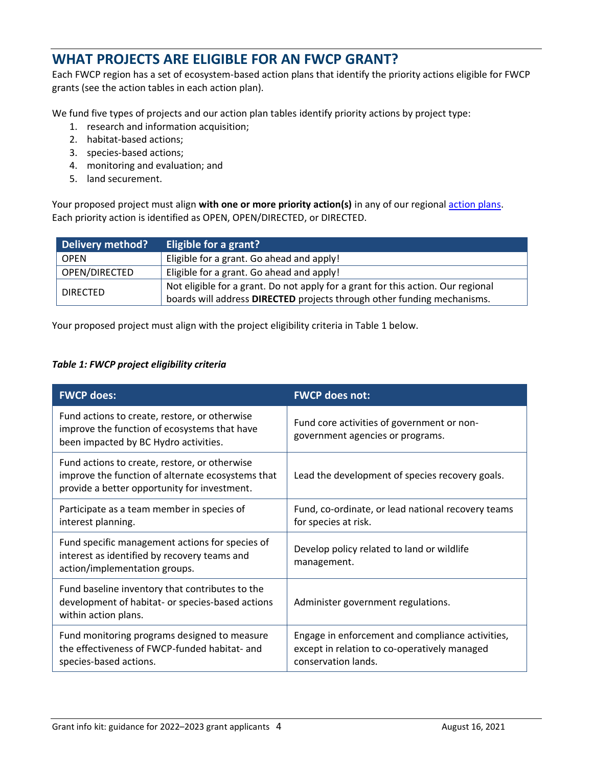## WHAT PROJECTS ARE ELIGIBLE FOR AN FWCP GRANT?

Each FWCP region has a set of ecosystem-based action plans that identify the priority actions eligible for FWCP grants (see the action tables in each action plan).

We fund five types of projects and our action plan tables identify priority actions by project type:

1. research and information acquisition;
2. habitat-based actions;
3. species-based actions;
4. monitoring and evaluation; and
5. land securement.

Your proposed project must align **with one or more priority action(s)** in any of our regional action plans. Each priority action is identified as OPEN, OPEN/DIRECTED, or DIRECTED.

| Delivery method? | Eligible for a grant? |
|---|---|
| OPEN | Eligible for a grant. Go ahead and apply! |
| OPEN/DIRECTED | Eligible for a grant. Go ahead and apply! |
| DIRECTED | Not eligible for a grant. Do not apply for a grant for this action. Our regional boards will address **DIRECTED** projects through other funding mechanisms. |

Your proposed project must align with the project eligibility criteria in Table 1 below.

***Table 1: FWCP project eligibility criteria***

| FWCP does: | FWCP does not: |
|---|---|
| Fund actions to create, restore, or otherwise improve the function of ecosystems that have been impacted by BC Hydro activities. | Fund core activities of government or non-government agencies or programs. |
| Fund actions to create, restore, or otherwise improve the function of alternate ecosystems that provide a better opportunity for investment. | Lead the development of species recovery goals. |
| Participate as a team member in species of interest planning. | Fund, co-ordinate, or lead national recovery teams for species at risk. |
| Fund specific management actions for species of interest as identified by recovery teams and action/implementation groups. | Develop policy related to land or wildlife management. |
| Fund baseline inventory that contributes to the development of habitat- or species-based actions within action plans. | Administer government regulations. |
| Fund monitoring programs designed to measure the effectiveness of FWCP-funded habitat- and species-based actions. | Engage in enforcement and compliance activities, except in relation to co-operatively managed conservation lands. |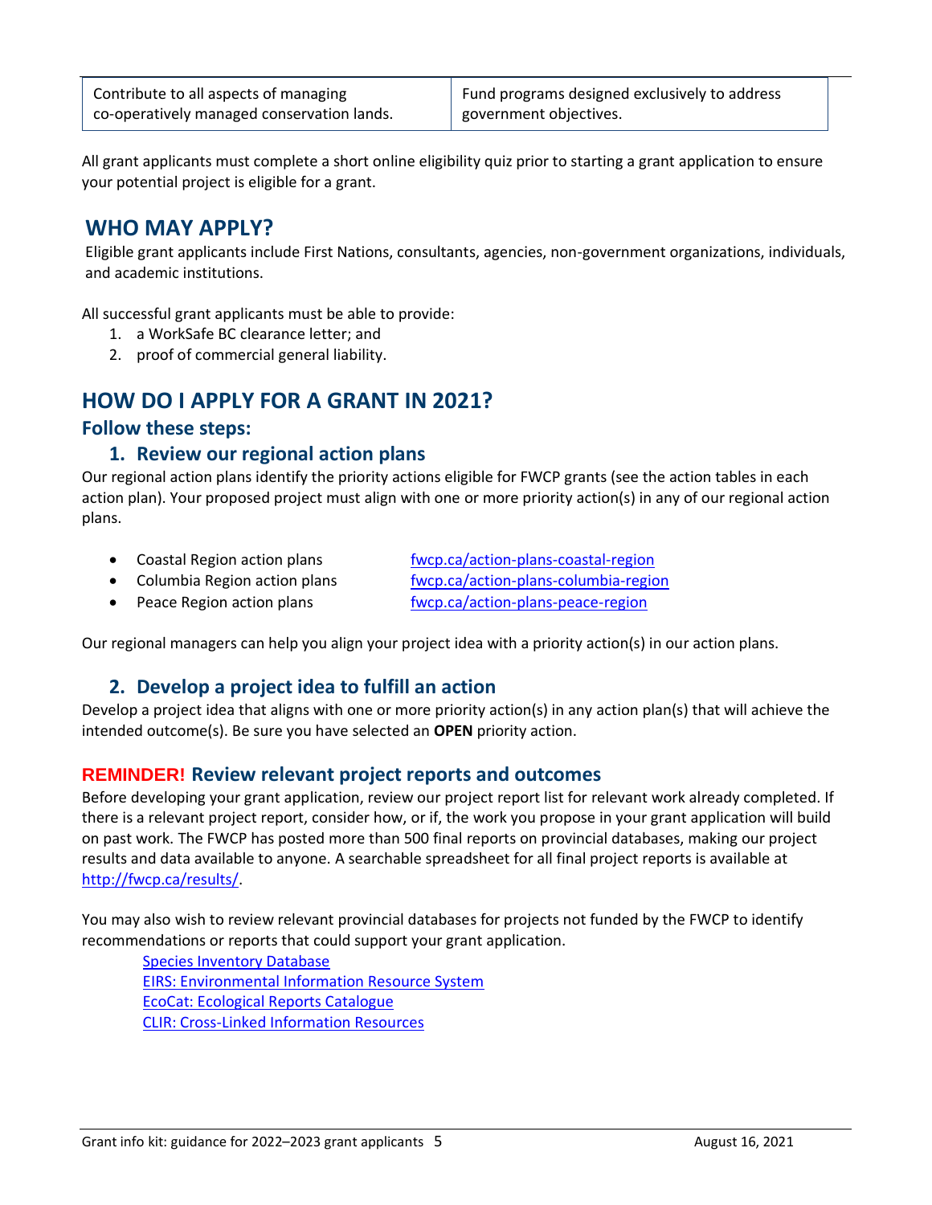| Contribute to all aspects of managing co-operatively managed conservation lands. | Fund programs designed exclusively to address government objectives. |
|---|---|

All grant applicants must complete a short online eligibility quiz prior to starting a grant application to ensure your potential project is eligible for a grant.

## WHO MAY APPLY?

Eligible grant applicants include First Nations, consultants, agencies, non-government organizations, individuals, and academic institutions.

All successful grant applicants must be able to provide:

1. a WorkSafe BC clearance letter; and
2. proof of commercial general liability.

## HOW DO I APPLY FOR A GRANT IN 2021?

### Follow these steps:

### 1. Review our regional action plans

Our regional action plans identify the priority actions eligible for FWCP grants (see the action tables in each action plan). Your proposed project must align with one or more priority action(s) in any of our regional action plans.

- Coastal Region action plans — fwcp.ca/action-plans-coastal-region
- Columbia Region action plans — fwcp.ca/action-plans-columbia-region
- Peace Region action plans — fwcp.ca/action-plans-peace-region

Our regional managers can help you align your project idea with a priority action(s) in our action plans.

### 2. Develop a project idea to fulfill an action

Develop a project idea that aligns with one or more priority action(s) in any action plan(s) that will achieve the intended outcome(s). Be sure you have selected an **OPEN** priority action.

### REMINDER! Review relevant project reports and outcomes

Before developing your grant application, review our project report list for relevant work already completed. If there is a relevant project report, consider how, or if, the work you propose in your grant application will build on past work. The FWCP has posted more than 500 final reports on provincial databases, making our project results and data available to anyone. A searchable spreadsheet for all final project reports is available at http://fwcp.ca/results/.

You may also wish to review relevant provincial databases for projects not funded by the FWCP to identify recommendations or reports that could support your grant application.

Species Inventory Database
EIRS: Environmental Information Resource System
EcoCat: Ecological Reports Catalogue
CLIR: Cross-Linked Information Resources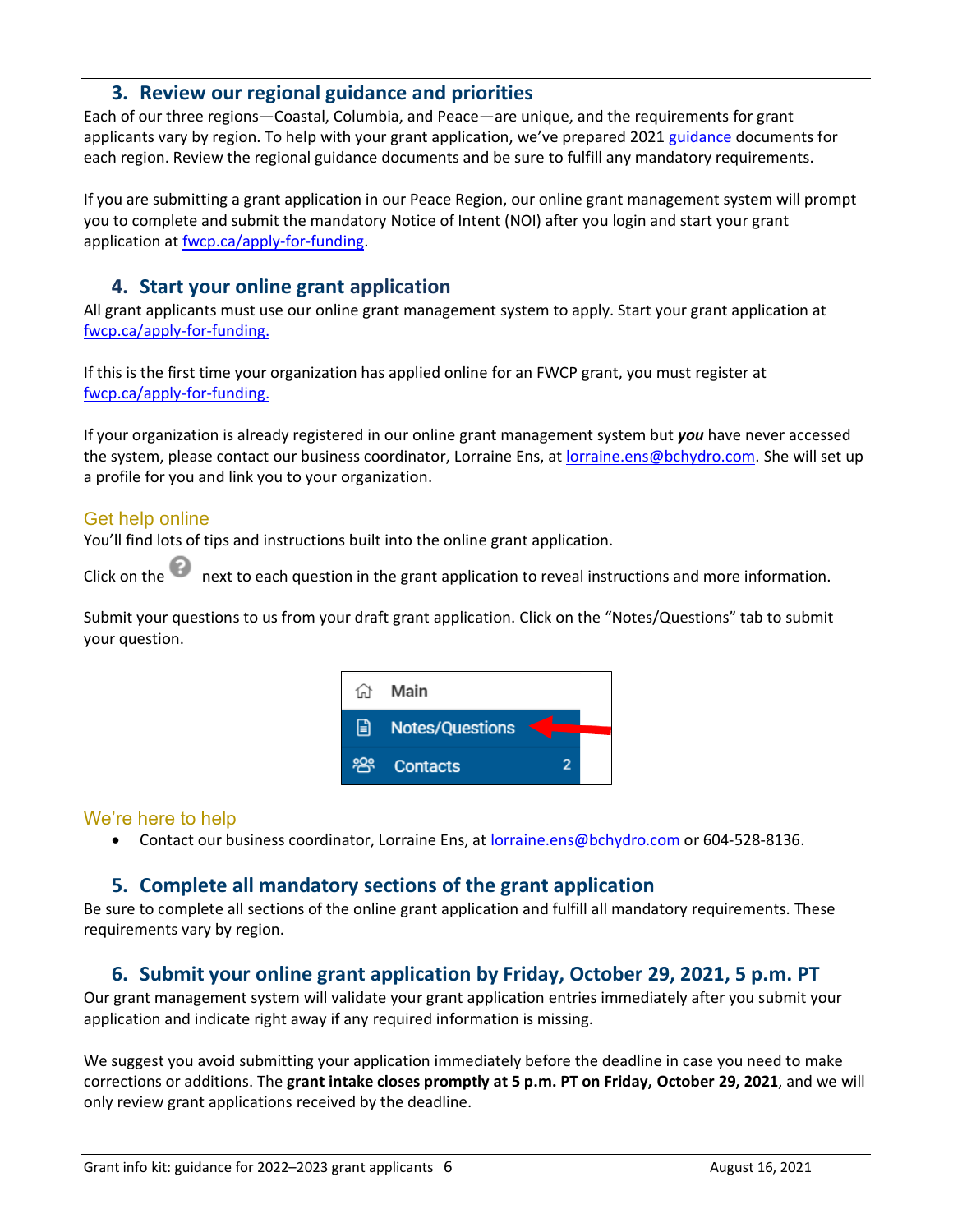## 3. Review our regional guidance and priorities

Each of our three regions—Coastal, Columbia, and Peace—are unique, and the requirements for grant applicants vary by region. To help with your grant application, we've prepared 2021 guidance documents for each region. Review the regional guidance documents and be sure to fulfill any mandatory requirements.

If you are submitting a grant application in our Peace Region, our online grant management system will prompt you to complete and submit the mandatory Notice of Intent (NOI) after you login and start your grant application at fwcp.ca/apply-for-funding.

## 4. Start your online grant application

All grant applicants must use our online grant management system to apply. Start your grant application at fwcp.ca/apply-for-funding.

If this is the first time your organization has applied online for an FWCP grant, you must register at fwcp.ca/apply-for-funding.

If your organization is already registered in our online grant management system but ***you*** have never accessed the system, please contact our business coordinator, Lorraine Ens, at lorraine.ens@bchydro.com. She will set up a profile for you and link you to your organization.

### Get help online

You'll find lots of tips and instructions built into the online grant application.

Click on the ? next to each question in the grant application to reveal instructions and more information.

Submit your questions to us from your draft grant application. Click on the "Notes/Questions" tab to submit your question.

### We're here to help

- Contact our business coordinator, Lorraine Ens, at lorraine.ens@bchydro.com or 604-528-8136.

## 5. Complete all mandatory sections of the grant application

Be sure to complete all sections of the online grant application and fulfill all mandatory requirements. These requirements vary by region.

## 6. Submit your online grant application by Friday, October 29, 2021, 5 p.m. PT

Our grant management system will validate your grant application entries immediately after you submit your application and indicate right away if any required information is missing.

We suggest you avoid submitting your application immediately before the deadline in case you need to make corrections or additions. The **grant intake closes promptly at 5 p.m. PT on Friday, October 29, 2021**, and we will only review grant applications received by the deadline.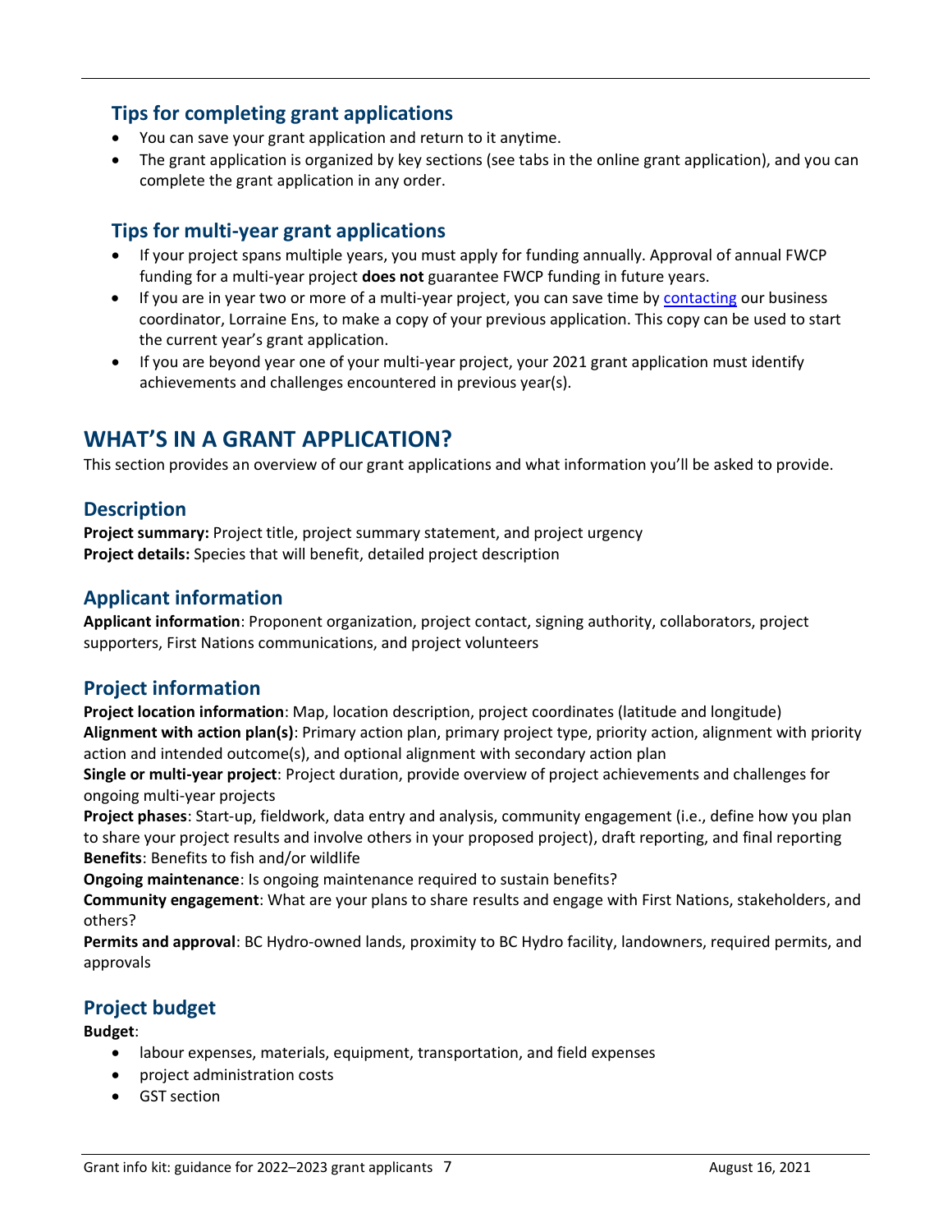### Tips for completing grant applications

- You can save your grant application and return to it anytime.
- The grant application is organized by key sections (see tabs in the online grant application), and you can complete the grant application in any order.

### Tips for multi-year grant applications

- If your project spans multiple years, you must apply for funding annually. Approval of annual FWCP funding for a multi-year project **does not** guarantee FWCP funding in future years.
- If you are in year two or more of a multi-year project, you can save time by contacting our business coordinator, Lorraine Ens, to make a copy of your previous application. This copy can be used to start the current year's grant application.
- If you are beyond year one of your multi-year project, your 2021 grant application must identify achievements and challenges encountered in previous year(s).

## WHAT'S IN A GRANT APPLICATION?

This section provides an overview of our grant applications and what information you'll be asked to provide.

### Description

**Project summary:** Project title, project summary statement, and project urgency
**Project details:** Species that will benefit, detailed project description

### Applicant information

**Applicant information**: Proponent organization, project contact, signing authority, collaborators, project supporters, First Nations communications, and project volunteers

### Project information

**Project location information**: Map, location description, project coordinates (latitude and longitude)
**Alignment with action plan(s)**: Primary action plan, primary project type, priority action, alignment with priority action and intended outcome(s), and optional alignment with secondary action plan
**Single or multi-year project**: Project duration, provide overview of project achievements and challenges for ongoing multi-year projects
**Project phases**: Start-up, fieldwork, data entry and analysis, community engagement (i.e., define how you plan to share your project results and involve others in your proposed project), draft reporting, and final reporting
**Benefits**: Benefits to fish and/or wildlife
**Ongoing maintenance**: Is ongoing maintenance required to sustain benefits?
**Community engagement**: What are your plans to share results and engage with First Nations, stakeholders, and others?
**Permits and approval**: BC Hydro-owned lands, proximity to BC Hydro facility, landowners, required permits, and approvals

### Project budget

**Budget**:

- labour expenses, materials, equipment, transportation, and field expenses
- project administration costs
- GST section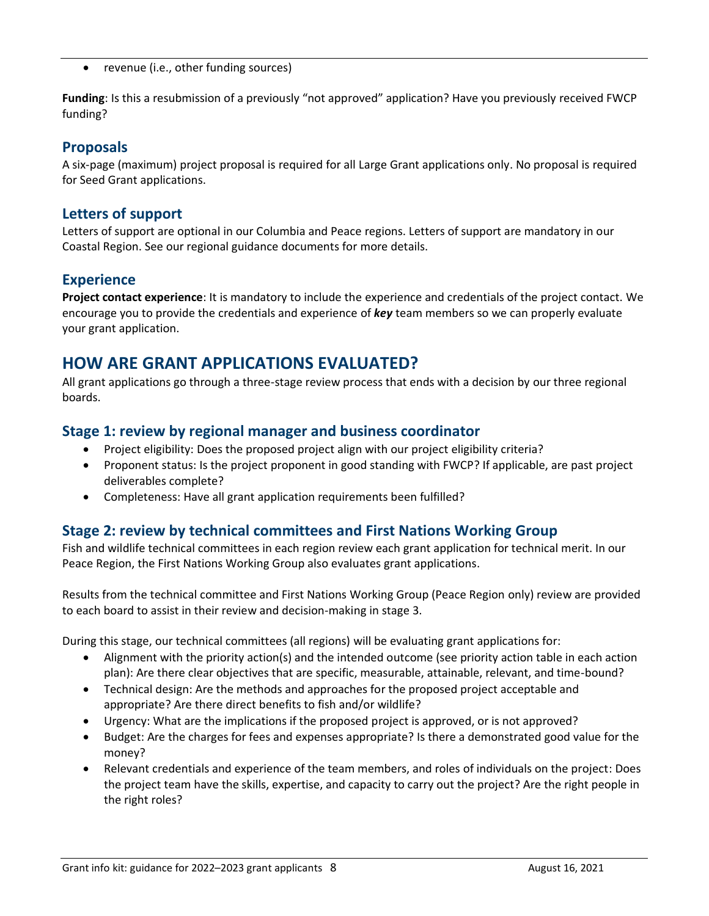- revenue (i.e., other funding sources)

**Funding**: Is this a resubmission of a previously "not approved" application? Have you previously received FWCP funding?

### Proposals

A six-page (maximum) project proposal is required for all Large Grant applications only. No proposal is required for Seed Grant applications.

### Letters of support

Letters of support are optional in our Columbia and Peace regions. Letters of support are mandatory in our Coastal Region. See our regional guidance documents for more details.

### Experience

**Project contact experience**: It is mandatory to include the experience and credentials of the project contact. We encourage you to provide the credentials and experience of ***key*** team members so we can properly evaluate your grant application.

## HOW ARE GRANT APPLICATIONS EVALUATED?

All grant applications go through a three-stage review process that ends with a decision by our three regional boards.

### Stage 1: review by regional manager and business coordinator

- Project eligibility: Does the proposed project align with our project eligibility criteria?
- Proponent status: Is the project proponent in good standing with FWCP? If applicable, are past project deliverables complete?
- Completeness: Have all grant application requirements been fulfilled?

### Stage 2: review by technical committees and First Nations Working Group

Fish and wildlife technical committees in each region review each grant application for technical merit. In our Peace Region, the First Nations Working Group also evaluates grant applications.

Results from the technical committee and First Nations Working Group (Peace Region only) review are provided to each board to assist in their review and decision-making in stage 3.

During this stage, our technical committees (all regions) will be evaluating grant applications for:

- Alignment with the priority action(s) and the intended outcome (see priority action table in each action plan): Are there clear objectives that are specific, measurable, attainable, relevant, and time-bound?
- Technical design: Are the methods and approaches for the proposed project acceptable and appropriate? Are there direct benefits to fish and/or wildlife?
- Urgency: What are the implications if the proposed project is approved, or is not approved?
- Budget: Are the charges for fees and expenses appropriate? Is there a demonstrated good value for the money?
- Relevant credentials and experience of the team members, and roles of individuals on the project: Does the project team have the skills, expertise, and capacity to carry out the project? Are the right people in the right roles?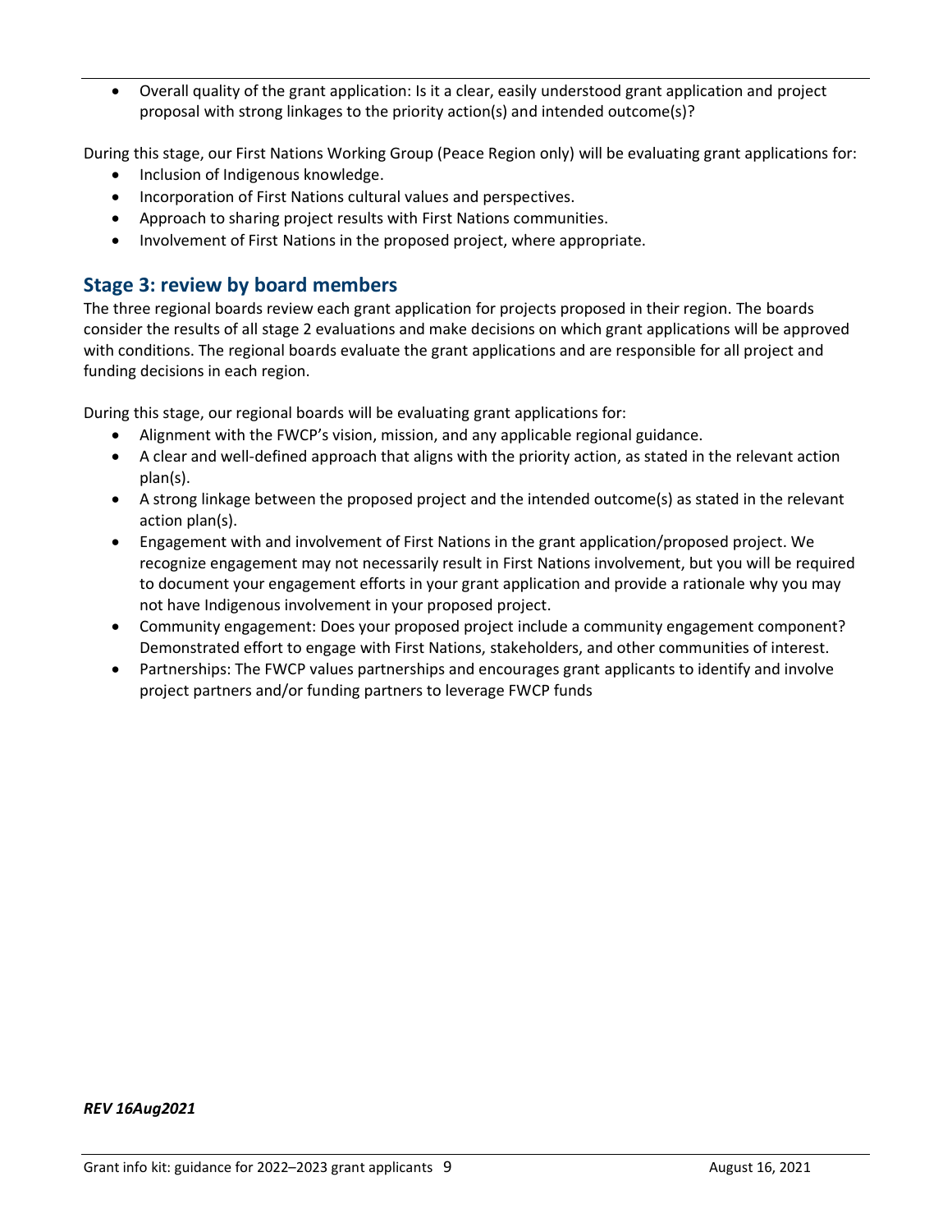- Overall quality of the grant application: Is it a clear, easily understood grant application and project proposal with strong linkages to the priority action(s) and intended outcome(s)?

During this stage, our First Nations Working Group (Peace Region only) will be evaluating grant applications for:

- Inclusion of Indigenous knowledge.
- Incorporation of First Nations cultural values and perspectives.
- Approach to sharing project results with First Nations communities.
- Involvement of First Nations in the proposed project, where appropriate.

## Stage 3: review by board members

The three regional boards review each grant application for projects proposed in their region. The boards consider the results of all stage 2 evaluations and make decisions on which grant applications will be approved with conditions. The regional boards evaluate the grant applications and are responsible for all project and funding decisions in each region.

During this stage, our regional boards will be evaluating grant applications for:

- Alignment with the FWCP's vision, mission, and any applicable regional guidance.
- A clear and well-defined approach that aligns with the priority action, as stated in the relevant action plan(s).
- A strong linkage between the proposed project and the intended outcome(s) as stated in the relevant action plan(s).
- Engagement with and involvement of First Nations in the grant application/proposed project. We recognize engagement may not necessarily result in First Nations involvement, but you will be required to document your engagement efforts in your grant application and provide a rationale why you may not have Indigenous involvement in your proposed project.
- Community engagement: Does your proposed project include a community engagement component? Demonstrated effort to engage with First Nations, stakeholders, and other communities of interest.
- Partnerships: The FWCP values partnerships and encourages grant applicants to identify and involve project partners and/or funding partners to leverage FWCP funds

***REV 16Aug2021***